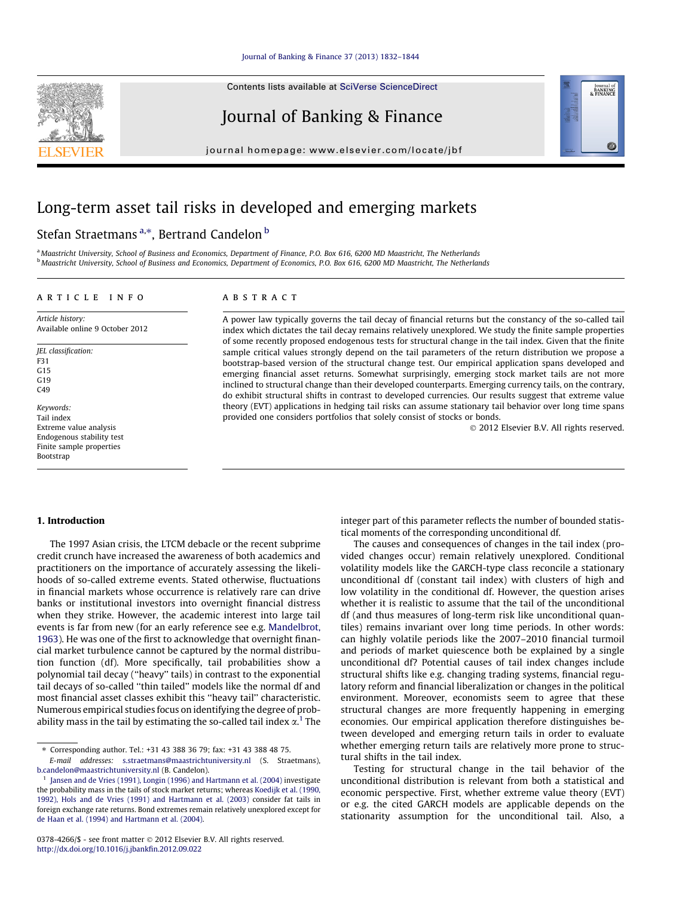# Long-term asset tail risks in developed and emerging markets

Stefan Straetmans [a,*], Bertrand Candelon [b]

[a] Maastricht University, School of Business and Economics, Department of Finance, P.O. Box 616, 6200 MD Maastricht, The Netherlands
[b] Maastricht University, School of Business and Economics, Department of Economics, P.O. Box 616, 6200 MD Maastricht, The Netherlands

**ARTICLE INFO**

*Article history:*
Available online 9 October 2012

*JEL classification:*
F31
G15
G19
C49

*Keywords:*
Tail index
Extreme value analysis
Endogenous stability test
Finite sample properties
Bootstrap

**ABSTRACT**

A power law typically governs the tail decay of financial returns but the constancy of the so-called tail index which dictates the tail decay remains relatively unexplored. We study the finite sample properties of some recently proposed endogenous tests for structural change in the tail index. Given that the finite sample critical values strongly depend on the tail parameters of the return distribution we propose a bootstrap-based version of the structural change test. Our empirical application spans developed and emerging financial asset returns. Somewhat surprisingly, emerging stock market tails are not more inclined to structural change than their developed counterparts. Emerging currency tails, on the contrary, do exhibit structural shifts in contrast to developed currencies. Our results suggest that extreme value theory (EVT) applications in hedging tail risks can assume stationary tail behavior over long time spans provided one considers portfolios that solely consist of stocks or bonds.

© 2012 Elsevier B.V. All rights reserved.

## 1. Introduction

The 1997 Asian crisis, the LTCM debacle or the recent subprime credit crunch have increased the awareness of both academics and practitioners on the importance of accurately assessing the likelihoods of so-called extreme events. Stated otherwise, fluctuations in financial markets whose occurrence is relatively rare can drive banks or institutional investors into overnight financial distress when they strike. However, the academic interest into large tail events is far from new (for an early reference see e.g. Mandelbrot, 1963). He was one of the first to acknowledge that overnight financial market turbulence cannot be captured by the normal distribution function (df). More specifically, tail probabilities show a polynomial tail decay ("heavy" tails) in contrast to the exponential tail decays of so-called "thin tailed" models like the normal df and most financial asset classes exhibit this "heavy tail" characteristic. Numerous empirical studies focus on identifying the degree of probability mass in the tail by estimating the so-called tail index $\alpha$.[1] The integer part of this parameter reflects the number of bounded statistical moments of the corresponding unconditional df.

The causes and consequences of changes in the tail index (provided changes occur) remain relatively unexplored. Conditional volatility models like the GARCH-type class reconcile a stationary unconditional df (constant tail index) with clusters of high and low volatility in the conditional df. However, the question arises whether it is realistic to assume that the tail of the unconditional df (and thus measures of long-term risk like unconditional quantiles) remains invariant over long time periods. In other words: can highly volatile periods like the 2007–2010 financial turmoil and periods of market quiescence both be explained by a single unconditional df? Potential causes of tail index changes include structural shifts like e.g. changing trading systems, financial regulatory reform and financial liberalization or changes in the political environment. Moreover, economists seem to agree that these structural changes are more frequently happening in emerging economies. Our empirical application therefore distinguishes between developed and emerging return tails in order to evaluate whether emerging return tails are relatively more prone to structural shifts in the tail index.

Testing for structural change in the tail behavior of the unconditional distribution is relevant from both a statistical and economic perspective. First, whether extreme value theory (EVT) or e.g. the cited GARCH models are applicable depends on the stationarity assumption for the unconditional tail. Also, a

* Corresponding author. Tel.: +31 43 388 36 79; fax: +31 43 388 48 75.
*E-mail addresses:* s.straetmans@maastrichtuniversity.nl (S. Straetmans), b.candelon@maastrichtuniversity.nl (B. Candelon).

[1] Jansen and de Vries (1991), Longin (1996) and Hartmann et al. (2004) investigate the probability mass in the tails of stock market returns; whereas Koedijk et al. (1990, 1992), Hols and de Vries (1991) and Hartmann et al. (2003) consider fat tails in foreign exchange rate returns. Bond extremes remain relatively unexplored except for de Haan et al. (1994) and Hartmann et al. (2004).

0378-4266/$ - see front matter © 2012 Elsevier B.V. All rights reserved.
http://dx.doi.org/10.1016/j.jbankfin.2012.09.022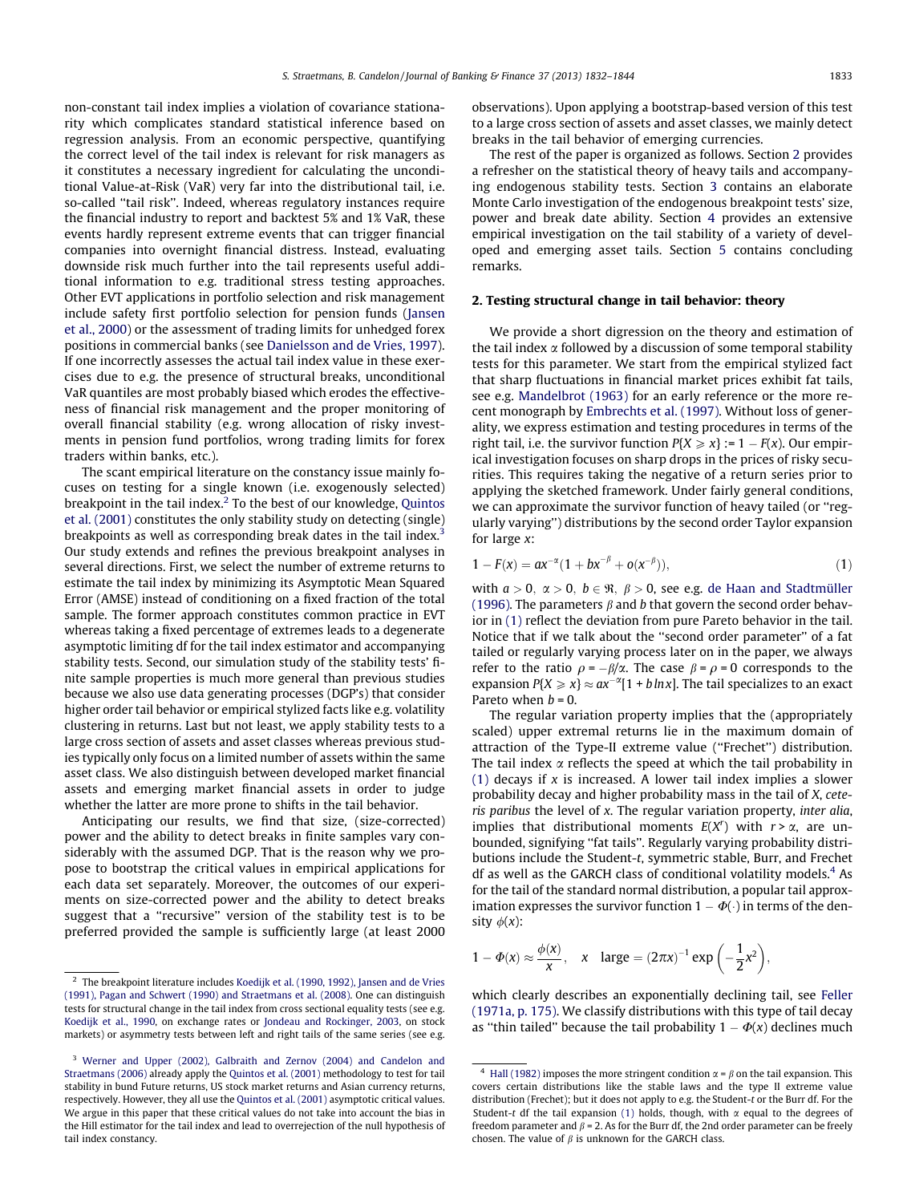non-constant tail index implies a violation of covariance stationarity which complicates standard statistical inference based on regression analysis. From an economic perspective, quantifying the correct level of the tail index is relevant for risk managers as it constitutes a necessary ingredient for calculating the unconditional Value-at-Risk (VaR) very far into the distributional tail, i.e. so-called "tail risk". Indeed, whereas regulatory instances require the financial industry to report and backtest 5% and 1% VaR, these events hardly represent extreme events that can trigger financial companies into overnight financial distress. Instead, evaluating downside risk much further into the tail represents useful additional information to e.g. traditional stress testing approaches. Other EVT applications in portfolio selection and risk management include safety first portfolio selection for pension funds (Jansen et al., 2000) or the assessment of trading limits for unhedged forex positions in commercial banks (see Danielsson and de Vries, 1997). If one incorrectly assesses the actual tail index value in these exercises due to e.g. the presence of structural breaks, unconditional VaR quantiles are most probably biased which erodes the effectiveness of financial risk management and the proper monitoring of overall financial stability (e.g. wrong allocation of risky investments in pension fund portfolios, wrong trading limits for forex traders within banks, etc.).

The scant empirical literature on the constancy issue mainly focuses on testing for a single known (i.e. exogenously selected) breakpoint in the tail index.[2] To the best of our knowledge, Quintos et al. (2001) constitutes the only stability study on detecting (single) breakpoints as well as corresponding break dates in the tail index.[3] Our study extends and refines the previous breakpoint analyses in several directions. First, we select the number of extreme returns to estimate the tail index by minimizing its Asymptotic Mean Squared Error (AMSE) instead of conditioning on a fixed fraction of the total sample. The former approach constitutes common practice in EVT whereas taking a fixed percentage of extremes leads to a degenerate asymptotic limiting df for the tail index estimator and accompanying stability tests. Second, our simulation study of the stability tests' finite sample properties is much more general than previous studies because we also use data generating processes (DGP's) that consider higher order tail behavior or empirical stylized facts like e.g. volatility clustering in returns. Last but not least, we apply stability tests to a large cross section of assets and asset classes whereas previous studies typically only focus on a limited number of assets within the same asset class. We also distinguish between developed market financial assets and emerging market financial assets in order to judge whether the latter are more prone to shifts in the tail behavior.

Anticipating our results, we find that size, (size-corrected) power and the ability to detect breaks in finite samples vary considerably with the assumed DGP. That is the reason why we propose to bootstrap the critical values in empirical applications for each data set separately. Moreover, the outcomes of our experiments on size-corrected power and the ability to detect breaks suggest that a "recursive" version of the stability test is to be preferred provided the sample is sufficiently large (at least 2000 observations). Upon applying a bootstrap-based version of this test to a large cross section of assets and asset classes, we mainly detect breaks in the tail behavior of emerging currencies.

The rest of the paper is organized as follows. Section 2 provides a refresher on the statistical theory of heavy tails and accompanying endogenous stability tests. Section 3 contains an elaborate Monte Carlo investigation of the endogenous breakpoint tests' size, power and break date ability. Section 4 provides an extensive empirical investigation on the tail stability of a variety of developed and emerging asset tails. Section 5 contains concluding remarks.

## 2. Testing structural change in tail behavior: theory

We provide a short digression on the theory and estimation of the tail index $\alpha$ followed by a discussion of some temporal stability tests for this parameter. We start from the empirical stylized fact that sharp fluctuations in financial market prices exhibit fat tails, see e.g. Mandelbrot (1963) for an early reference or the more recent monograph by Embrechts et al. (1997). Without loss of generality, we express estimation and testing procedures in terms of the right tail, i.e. the survivor function $P\{X \geqslant x\} := 1 - F(x)$. Our empirical investigation focuses on sharp drops in the prices of risky securities. This requires taking the negative of a return series prior to applying the sketched framework. Under fairly general conditions, we can approximate the survivor function of heavy tailed (or "regularly varying") distributions by the second order Taylor expansion for large $x$:

$$1 - F(x) = ax^{-\alpha}(1 + bx^{-\beta} + o(x^{-\beta})), \tag{1}$$

with $a > 0,\ \alpha > 0,\ b \in \Re,\ \beta > 0$, see e.g. de Haan and Stadtmüller (1996). The parameters $\beta$ and $b$ that govern the second order behavior in (1) reflect the deviation from pure Pareto behavior in the tail. Notice that if we talk about the "second order parameter" of a fat tailed or regularly varying process later on in the paper, we always refer to the ratio $\rho = -\beta/\alpha$. The case $\beta = \rho = 0$ corresponds to the expansion $P\{X \geqslant x\} \approx ax^{-\alpha}[1 + b\ln x]$. The tail specializes to an exact Pareto when $b = 0$.

The regular variation property implies that the (appropriately scaled) upper extremal returns lie in the maximum domain of attraction of the Type-II extreme value ("Frechet") distribution. The tail index $\alpha$ reflects the speed at which the tail probability in (1) decays if $x$ is increased. A lower tail index implies a slower probability decay and higher probability mass in the tail of $X$, *ceteris paribus* the level of $x$. The regular variation property, *inter alia*, implies that distributional moments $E(X^r)$ with $r > \alpha$, are unbounded, signifying "fat tails". Regularly varying probability distributions include the Student-*t*, symmetric stable, Burr, and Frechet df as well as the GARCH class of conditional volatility models.[4] As for the tail of the standard normal distribution, a popular tail approximation expresses the survivor function $1 - \Phi(\cdot)$ in terms of the density $\phi(x)$:

$$1 - \Phi(x) \approx \frac{\phi(x)}{x}, \quad x \quad \text{large} = (2\pi x)^{-1} \exp\left(-\frac{1}{2}x^2\right),$$

which clearly describes an exponentially declining tail, see Feller (1971a, p. 175). We classify distributions with this type of tail decay as "thin tailed" because the tail probability $1 - \Phi(x)$ declines much

---

[2] The breakpoint literature includes Koedijk et al. (1990, 1992), Jansen and de Vries (1991), Pagan and Schwert (1990) and Straetmans et al. (2008). One can distinguish tests for structural change in the tail index from cross sectional equality tests (see e.g. Koedijk et al., 1990, on exchange rates or Jondeau and Rockinger, 2003, on stock markets) or asymmetry tests between left and right tails of the same series (see e.g.

[3] Werner and Upper (2002), Galbraith and Zernov (2004) and Candelon and Straetmans (2006) already apply the Quintos et al. (2001) methodology to test for tail stability in bund Future returns, US stock market returns and Asian currency returns, respectively. However, they all use the Quintos et al. (2001) asymptotic critical values. We argue in this paper that these critical values do not take into account the bias in the Hill estimator for the tail index and lead to overrejection of the null hypothesis of tail index constancy.

[4] Hall (1982) imposes the more stringent condition $\alpha = \beta$ on the tail expansion. This covers certain distributions like the stable laws and the type II extreme value distribution (Frechet); but it does not apply to e.g. the Student-*t* or the Burr df. For the Student-*t* df the tail expansion (1) holds, though, with $\alpha$ equal to the degrees of freedom parameter and $\beta = 2$. As for the Burr df, the 2nd order parameter can be freely chosen. The value of $\beta$ is unknown for the GARCH class.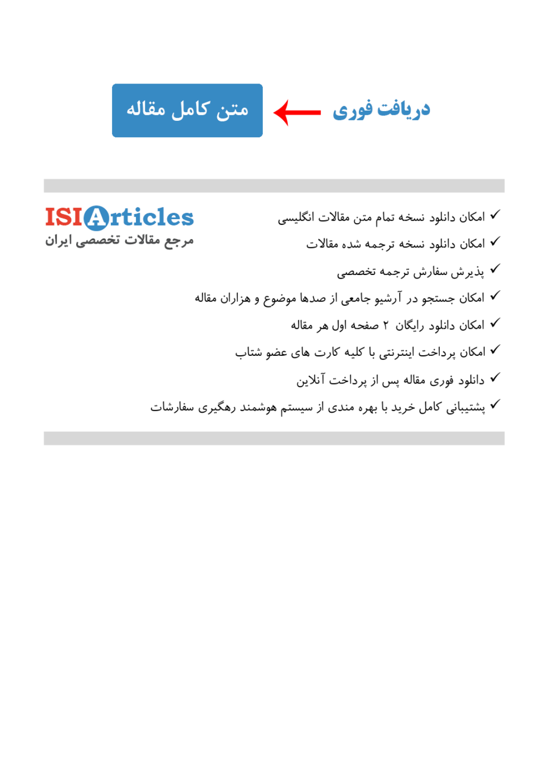**متن کامل مقاله** ← **دریافت فوری**

---

**ISIArticles**
مرجع مقالات تخصصی ایران

- ✓ امکان دانلود نسخه تمام متن مقالات انگلیسی
- ✓ امکان دانلود نسخه ترجمه شده مقالات
- ✓ پذیرش سفارش ترجمه تخصصی
- ✓ امکان جستجو در آرشیو جامعی از صدها موضوع و هزاران مقاله
- ✓ امکان دانلود رایگان ۲ صفحه اول هر مقاله
- ✓ امکان پرداخت اینترنتی با کلیه کارت های عضو شتاب
- ✓ دانلود فوری مقاله پس از پرداخت آنلاین
- ✓ پشتیبانی کامل خرید با بهره مندی از سیستم هوشمند رهگیری سفارشات

---